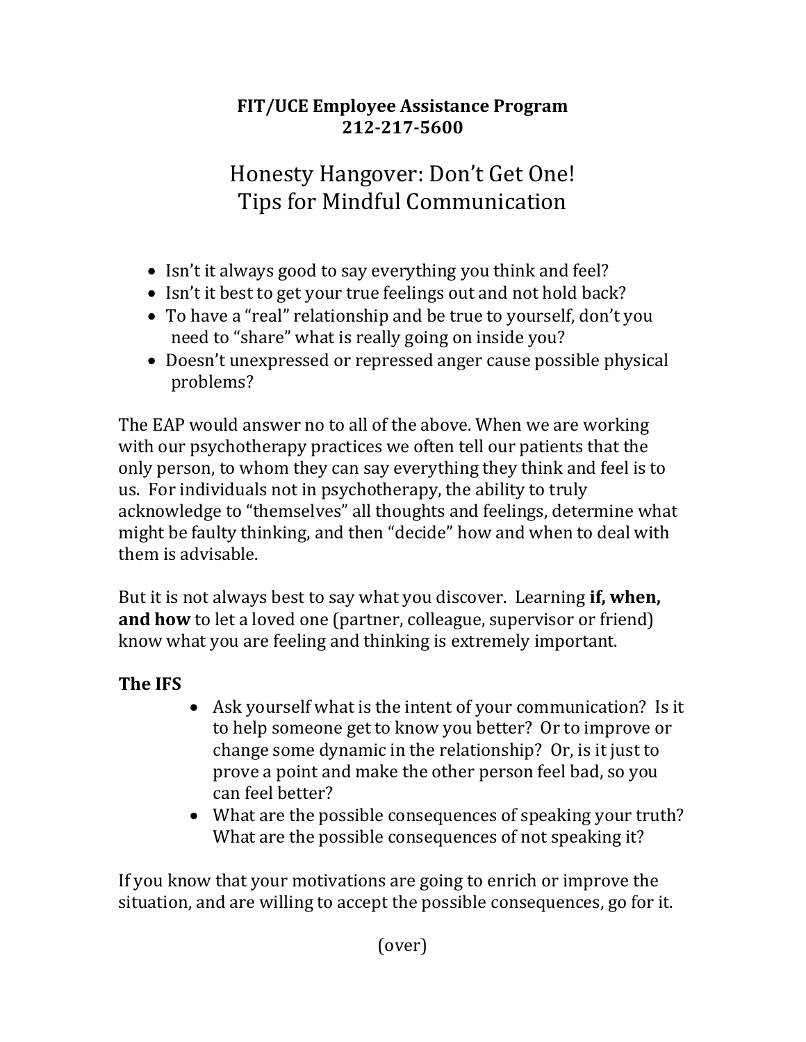**FIT/UCE Employee Assistance Program**
**212-217-5600**

# Honesty Hangover: Don't Get One!
# Tips for Mindful Communication

- Isn't it always good to say everything you think and feel?
- Isn't it best to get your true feelings out and not hold back?
- To have a "real" relationship and be true to yourself, don't you need to "share" what is really going on inside you?
- Doesn't unexpressed or repressed anger cause possible physical problems?

The EAP would answer no to all of the above. When we are working with our psychotherapy practices we often tell our patients that the only person, to whom they can say everything they think and feel is to us. For individuals not in psychotherapy, the ability to truly acknowledge to "themselves" all thoughts and feelings, determine what might be faulty thinking, and then "decide" how and when to deal with them is advisable.

But it is not always best to say what you discover. Learning **if, when, and how** to let a loved one (partner, colleague, supervisor or friend) know what you are feeling and thinking is extremely important.

### The IFS

- Ask yourself what is the intent of your communication? Is it to help someone get to know you better? Or to improve or change some dynamic in the relationship? Or, is it just to prove a point and make the other person feel bad, so you can feel better?
- What are the possible consequences of speaking your truth? What are the possible consequences of not speaking it?

If you know that your motivations are going to enrich or improve the situation, and are willing to accept the possible consequences, go for it.

(over)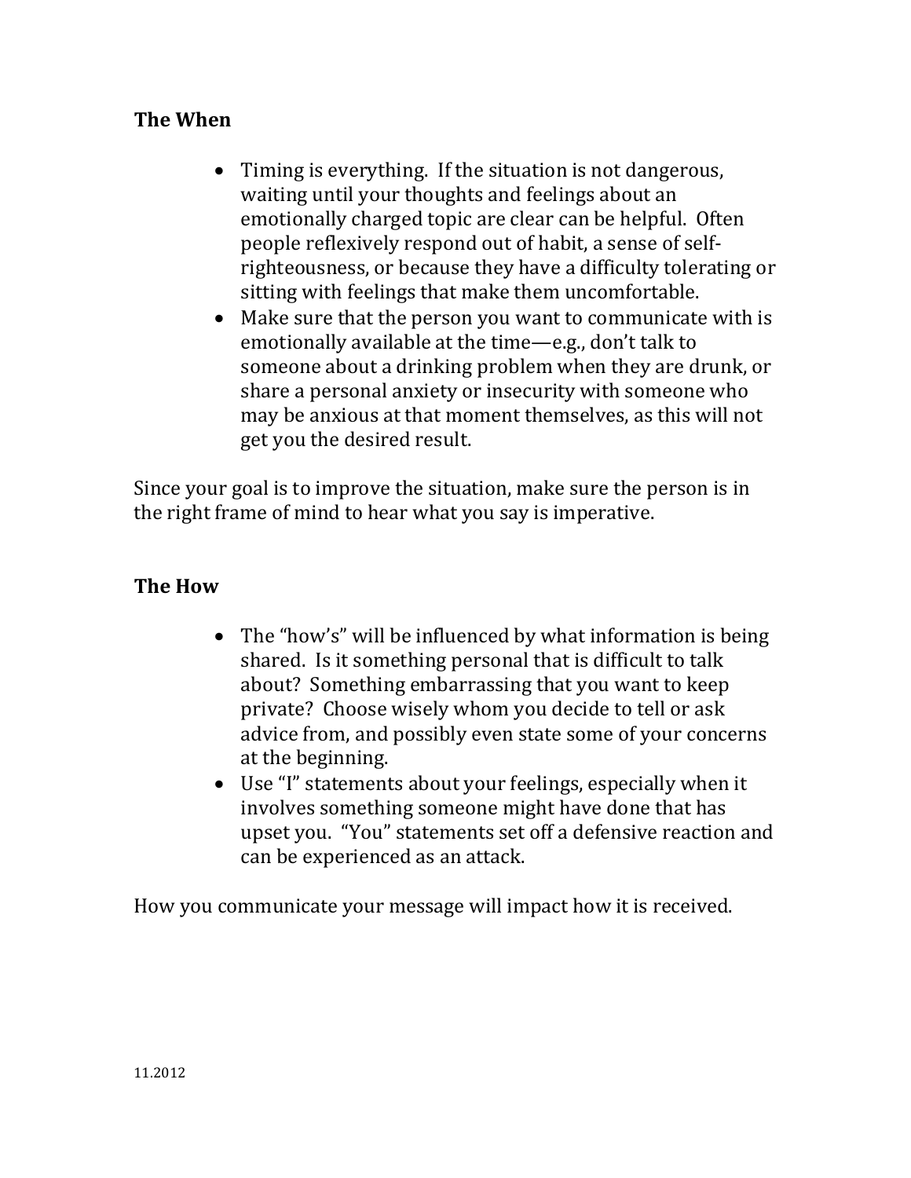**The When**

- Timing is everything. If the situation is not dangerous, waiting until your thoughts and feelings about an emotionally charged topic are clear can be helpful. Often people reflexively respond out of habit, a sense of self-righteousness, or because they have a difficulty tolerating or sitting with feelings that make them uncomfortable.
- Make sure that the person you want to communicate with is emotionally available at the time—e.g., don't talk to someone about a drinking problem when they are drunk, or share a personal anxiety or insecurity with someone who may be anxious at that moment themselves, as this will not get you the desired result.

Since your goal is to improve the situation, make sure the person is in the right frame of mind to hear what you say is imperative.

**The How**

- The "how's" will be influenced by what information is being shared. Is it something personal that is difficult to talk about? Something embarrassing that you want to keep private? Choose wisely whom you decide to tell or ask advice from, and possibly even state some of your concerns at the beginning.
- Use "I" statements about your feelings, especially when it involves something someone might have done that has upset you. "You" statements set off a defensive reaction and can be experienced as an attack.

How you communicate your message will impact how it is received.

11.2012